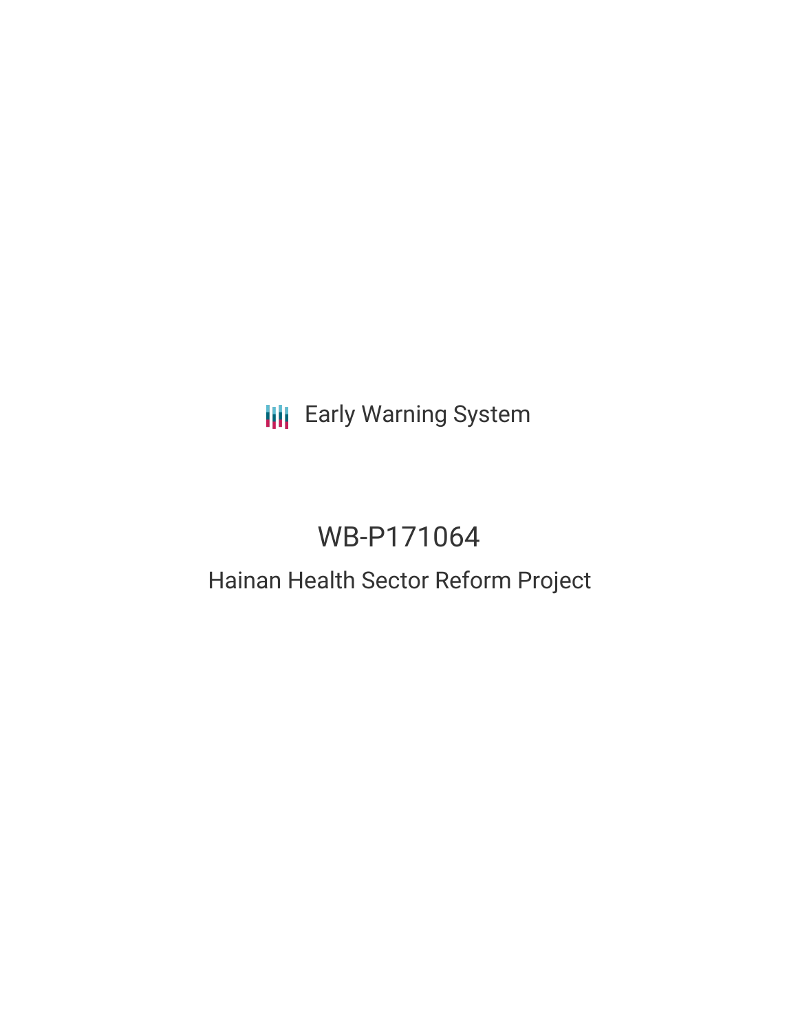Early Warning System

# WB-P171064

## Hainan Health Sector Reform Project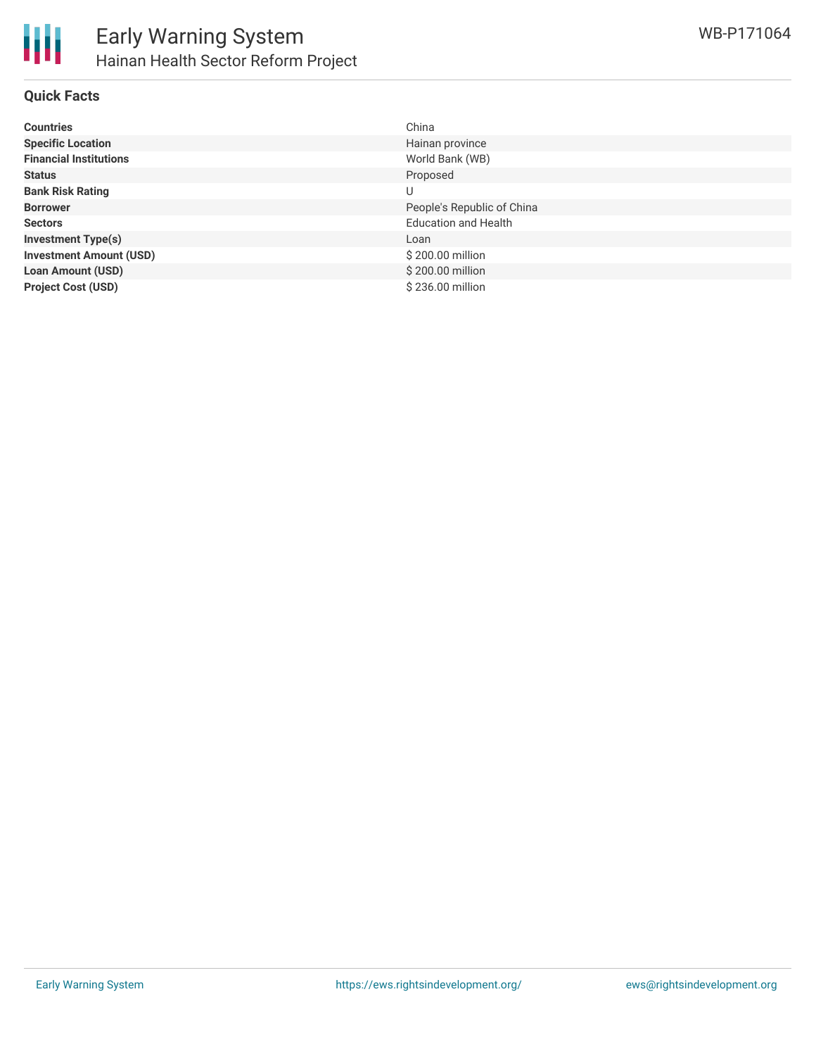# Early Warning System

## Hainan Health Sector Reform Project

WB-P171064

### Quick Facts

| | |
|---|---|
| **Countries** | China |
| **Specific Location** | Hainan province |
| **Financial Institutions** | World Bank (WB) |
| **Status** | Proposed |
| **Bank Risk Rating** | U |
| **Borrower** | People's Republic of China |
| **Sectors** | Education and Health |
| **Investment Type(s)** | Loan |
| **Investment Amount (USD)** | $ 200.00 million |
| **Loan Amount (USD)** | $ 200.00 million |
| **Project Cost (USD)** | $ 236.00 million |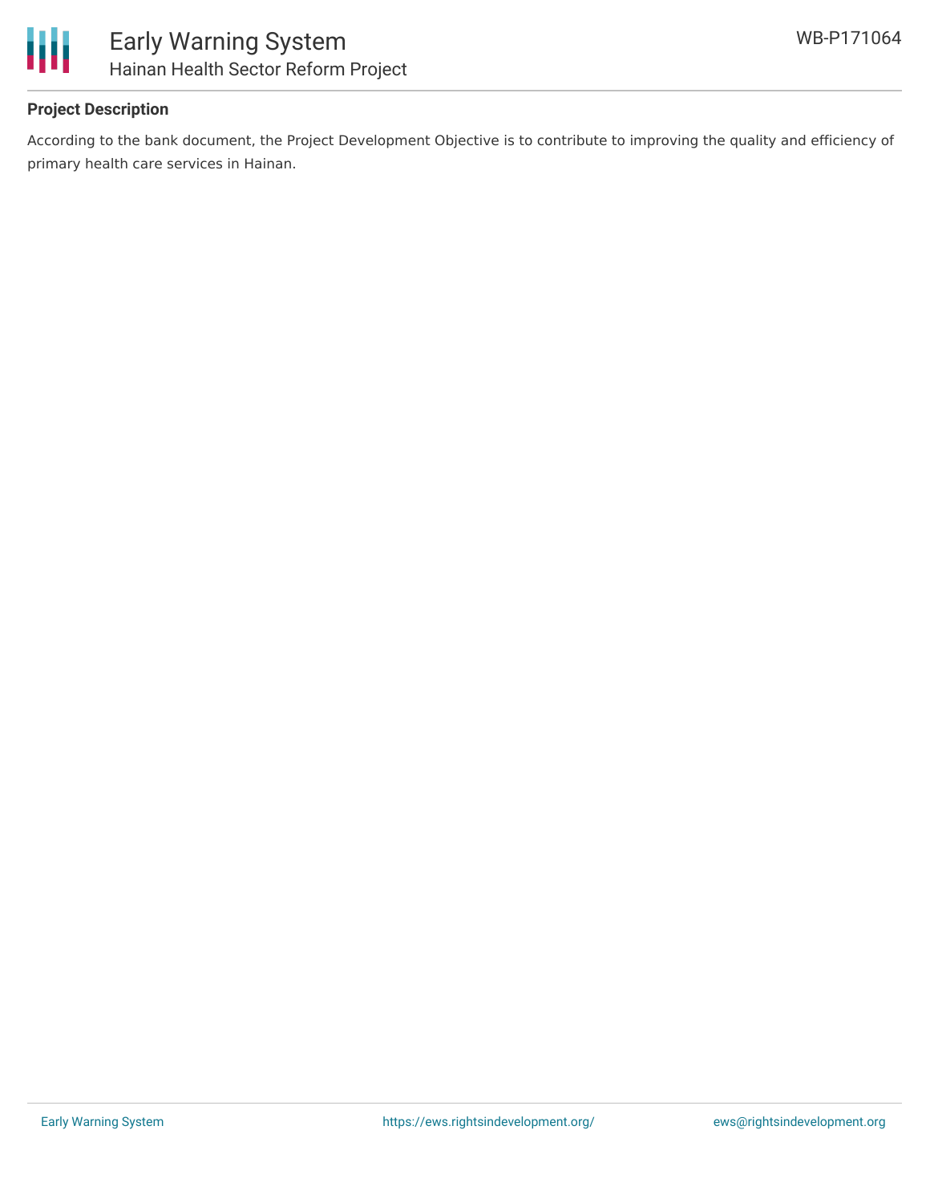## Project Description

According to the bank document, the Project Development Objective is to contribute to improving the quality and efficiency of primary health care services in Hainan.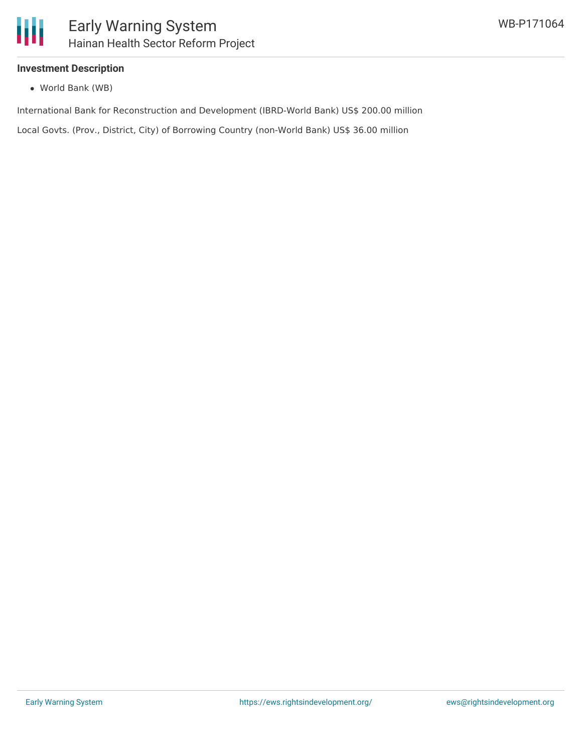### Investment Description

- World Bank (WB)

International Bank for Reconstruction and Development (IBRD-World Bank) US$ 200.00 million

Local Govts. (Prov., District, City) of Borrowing Country (non-World Bank) US$ 36.00 million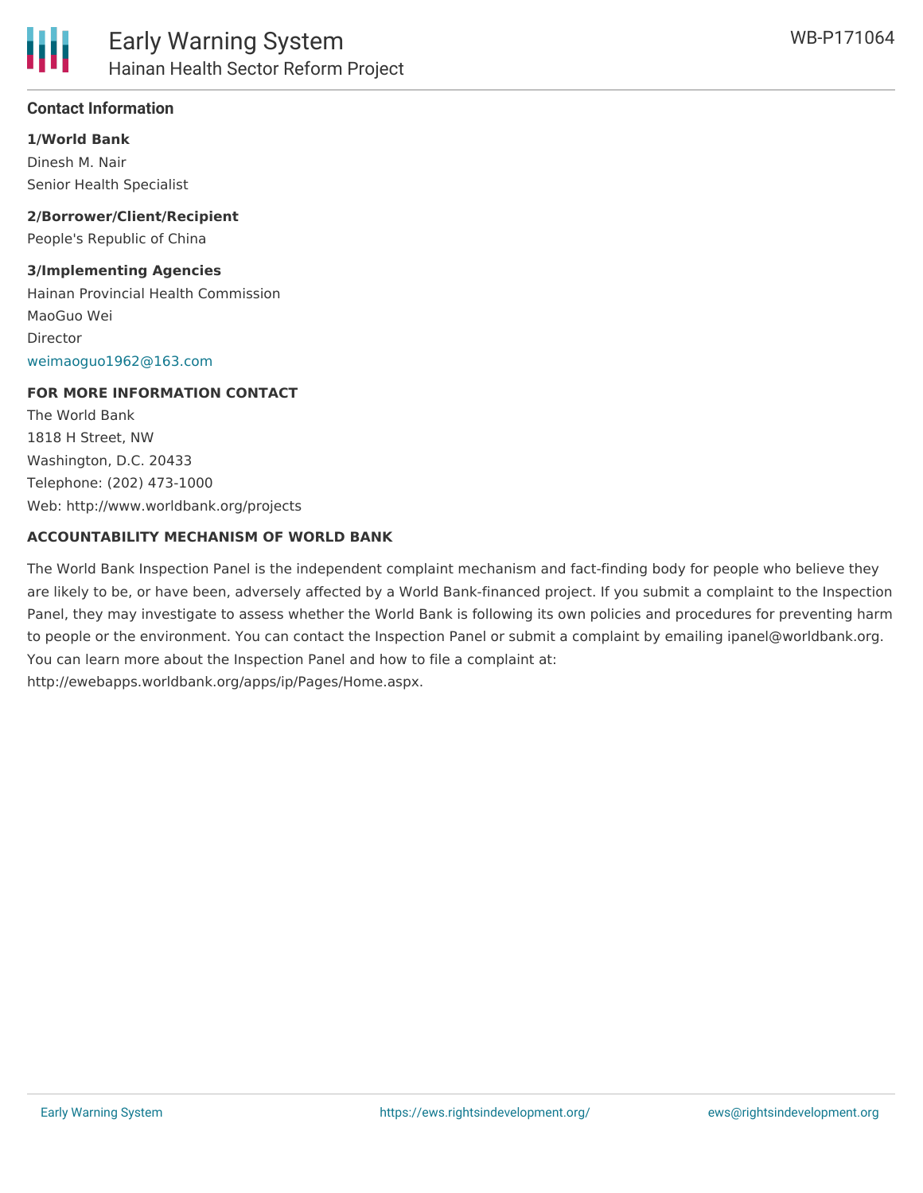## Contact Information

**1/World Bank**

Dinesh M. Nair
Senior Health Specialist

**2/Borrower/Client/Recipient**

People's Republic of China

**3/Implementing Agencies**

Hainan Provincial Health Commission
MaoGuo Wei
Director
weimaoguo1962@163.com

**FOR MORE INFORMATION CONTACT**

The World Bank
1818 H Street, NW
Washington, D.C. 20433
Telephone: (202) 473-1000
Web: http://www.worldbank.org/projects

**ACCOUNTABILITY MECHANISM OF WORLD BANK**

The World Bank Inspection Panel is the independent complaint mechanism and fact-finding body for people who believe they are likely to be, or have been, adversely affected by a World Bank-financed project. If you submit a complaint to the Inspection Panel, they may investigate to assess whether the World Bank is following its own policies and procedures for preventing harm to people or the environment. You can contact the Inspection Panel or submit a complaint by emailing ipanel@worldbank.org. You can learn more about the Inspection Panel and how to file a complaint at: http://ewebapps.worldbank.org/apps/ip/Pages/Home.aspx.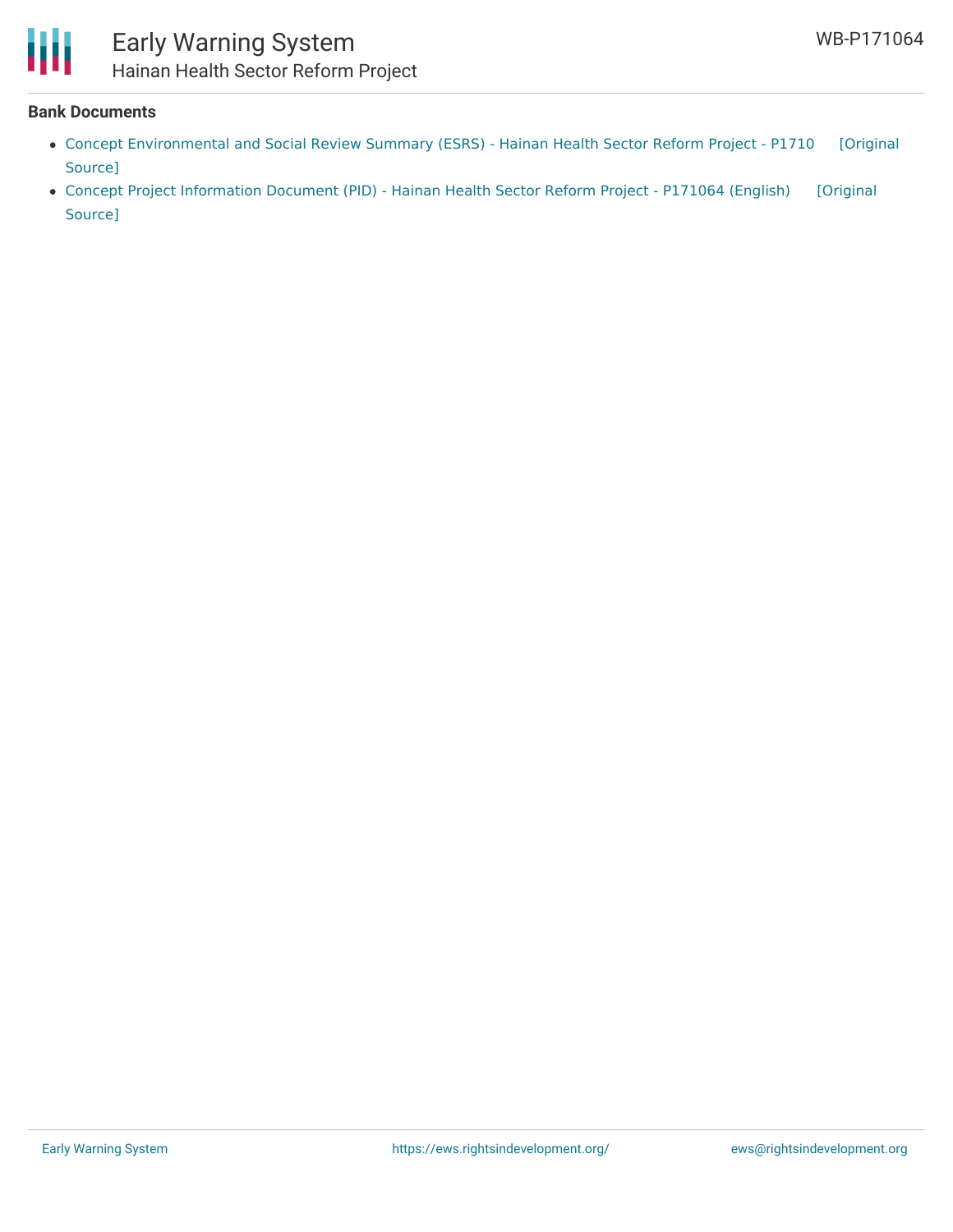### Bank Documents

- Concept Environmental and Social Review Summary (ESRS) - Hainan Health Sector Reform Project - P1710 [Original Source]
- Concept Project Information Document (PID) - Hainan Health Sector Reform Project - P171064 (English) [Original Source]